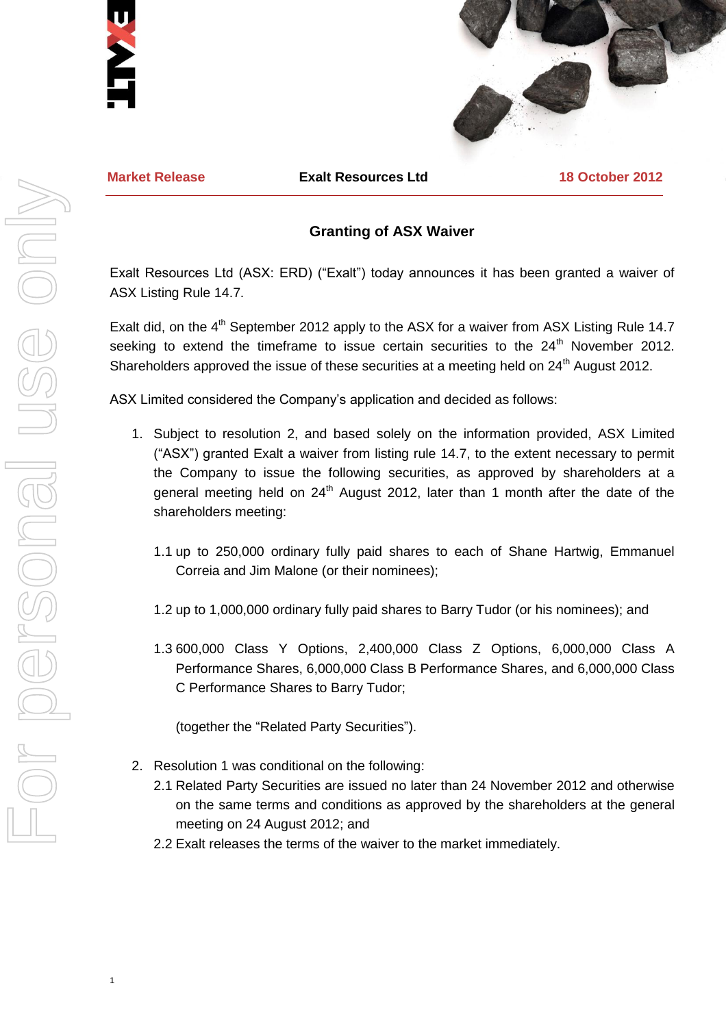**Market Release** | **Exalt Resources Ltd** | **18 October 2012**

## Granting of ASX Waiver

Exalt Resources Ltd (ASX: ERD) ("Exalt") today announces it has been granted a waiver of ASX Listing Rule 14.7.

Exalt did, on the 4th September 2012 apply to the ASX for a waiver from ASX Listing Rule 14.7 seeking to extend the timeframe to issue certain securities to the 24th November 2012. Shareholders approved the issue of these securities at a meeting held on 24th August 2012.

ASX Limited considered the Company's application and decided as follows:

1. Subject to resolution 2, and based solely on the information provided, ASX Limited ("ASX") granted Exalt a waiver from listing rule 14.7, to the extent necessary to permit the Company to issue the following securities, as approved by shareholders at a general meeting held on 24th August 2012, later than 1 month after the date of the shareholders meeting:

   1.1 up to 250,000 ordinary fully paid shares to each of Shane Hartwig, Emmanuel Correia and Jim Malone (or their nominees);

   1.2 up to 1,000,000 ordinary fully paid shares to Barry Tudor (or his nominees); and

   1.3 600,000 Class Y Options, 2,400,000 Class Z Options, 6,000,000 Class A Performance Shares, 6,000,000 Class B Performance Shares, and 6,000,000 Class C Performance Shares to Barry Tudor;

   (together the "Related Party Securities").

2. Resolution 1 was conditional on the following:

   2.1 Related Party Securities are issued no later than 24 November 2012 and otherwise on the same terms and conditions as approved by the shareholders at the general meeting on 24 August 2012; and

   2.2 Exalt releases the terms of the waiver to the market immediately.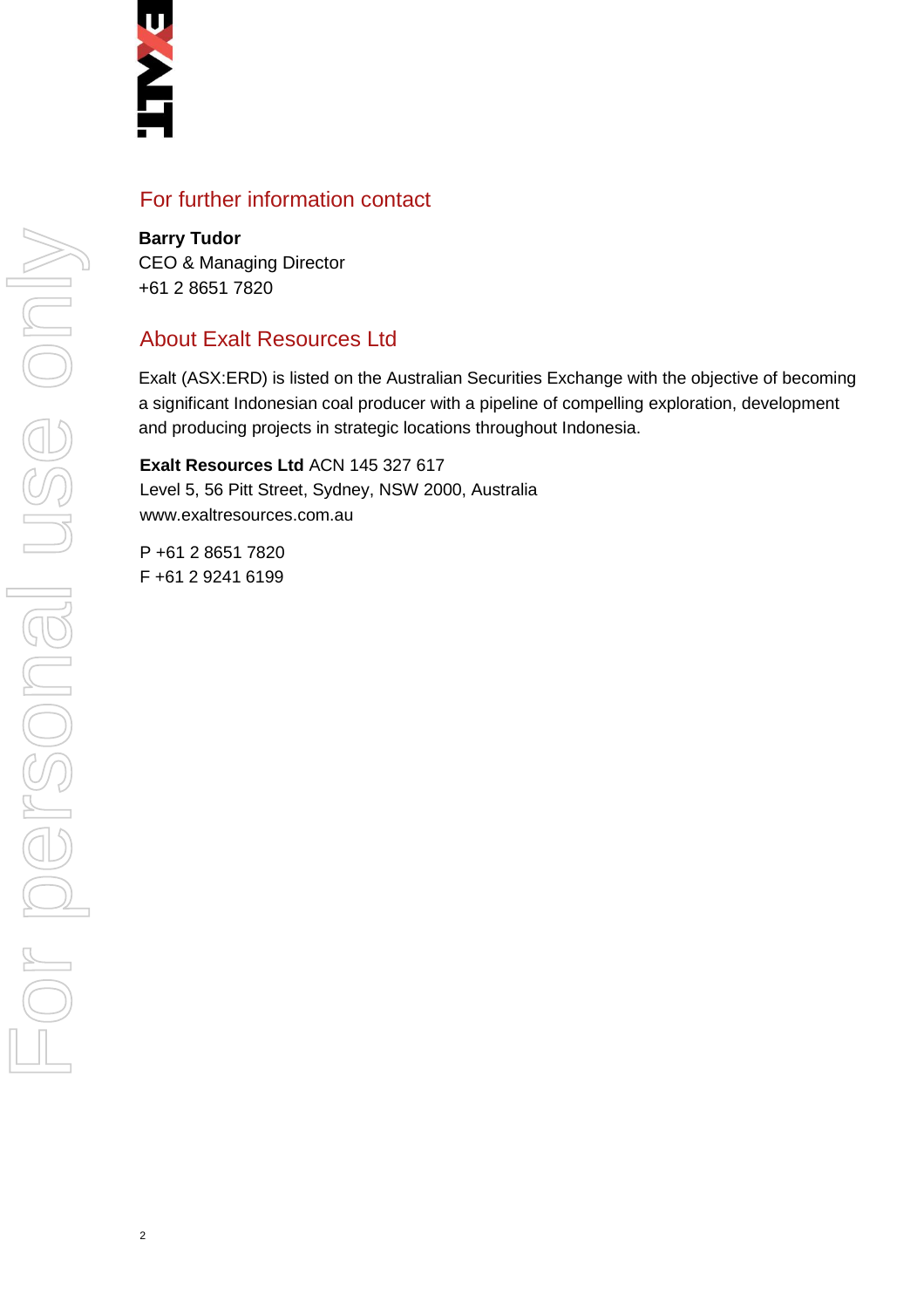## For further information contact

**Barry Tudor**
CEO & Managing Director
+61 2 8651 7820

## About Exalt Resources Ltd

Exalt (ASX:ERD) is listed on the Australian Securities Exchange with the objective of becoming a significant Indonesian coal producer with a pipeline of compelling exploration, development and producing projects in strategic locations throughout Indonesia.

**Exalt Resources Ltd** ACN 145 327 617
Level 5, 56 Pitt Street, Sydney, NSW 2000, Australia
www.exaltresources.com.au

P +61 2 8651 7820
F +61 2 9241 6199